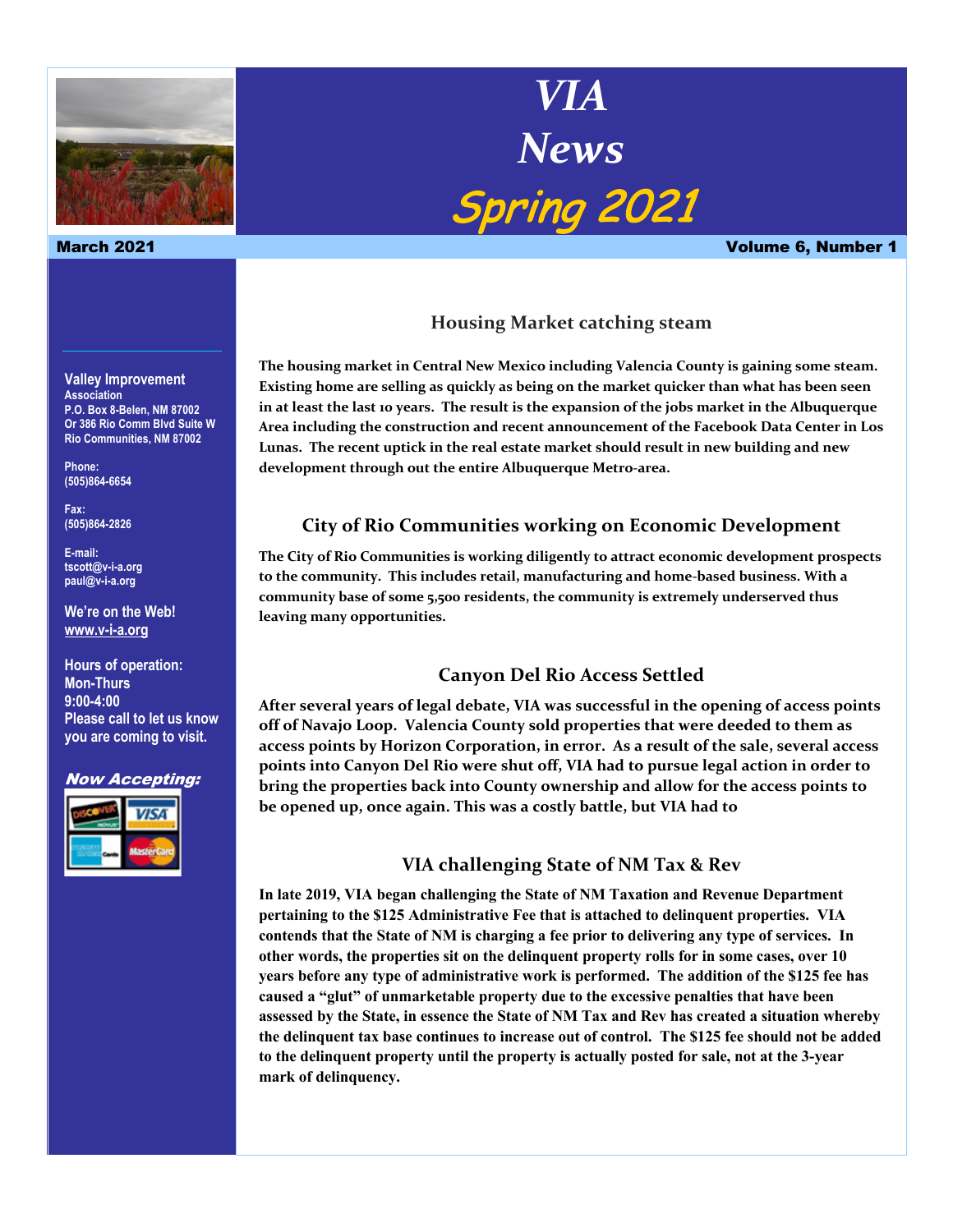# VIA News

## Spring 2021

**March 2021** | **Volume 6, Number 1**

**Valley Improvement Association**
P.O. Box 8-Belen, NM 87002
Or 386 Rio Comm Blvd Suite W
Rio Communities, NM 87002

Phone:
(505)864-6654

Fax:
(505)864-2826

E-mail:
tscott@v-i-a.org
paul@v-i-a.org

We're on the Web!
www.v-i-a.org

Hours of operation:
Mon-Thurs
9:00-4:00
Please call to let us know you are coming to visit.

***Now Accepting:***

### Housing Market catching steam

**The housing market in Central New Mexico including Valencia County is gaining some steam. Existing home are selling as quickly as being on the market quicker than what has been seen in at least the last 10 years. The result is the expansion of the jobs market in the Albuquerque Area including the construction and recent announcement of the Facebook Data Center in Los Lunas. The recent uptick in the real estate market should result in new building and new development through out the entire Albuquerque Metro-area.**

### City of Rio Communities working on Economic Development

**The City of Rio Communities is working diligently to attract economic development prospects to the community. This includes retail, manufacturing and home-based business. With a community base of some 5,500 residents, the community is extremely underserved thus leaving many opportunities.**

### Canyon Del Rio Access Settled

**After several years of legal debate, VIA was successful in the opening of access points off of Navajo Loop. Valencia County sold properties that were deeded to them as access points by Horizon Corporation, in error. As a result of the sale, several access points into Canyon Del Rio were shut off, VIA had to pursue legal action in order to bring the properties back into County ownership and allow for the access points to be opened up, once again. This was a costly battle, but VIA had to**

### VIA challenging State of NM Tax & Rev

**In late 2019, VIA began challenging the State of NM Taxation and Revenue Department pertaining to the $125 Administrative Fee that is attached to delinquent properties. VIA contends that the State of NM is charging a fee prior to delivering any type of services. In other words, the properties sit on the delinquent property rolls for in some cases, over 10 years before any type of administrative work is performed. The addition of the $125 fee has caused a "glut" of unmarketable property due to the excessive penalties that have been assessed by the State, in essence the State of NM Tax and Rev has created a situation whereby the delinquent tax base continues to increase out of control. The $125 fee should not be added to the delinquent property until the property is actually posted for sale, not at the 3-year mark of delinquency.**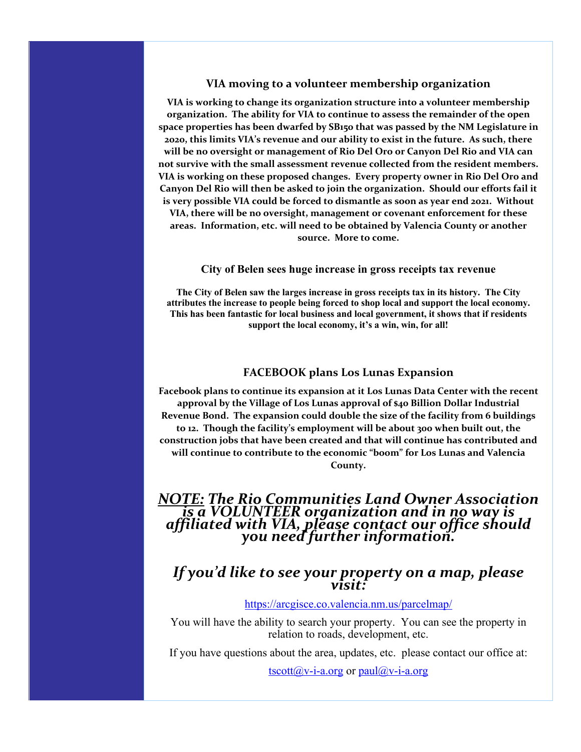## VIA moving to a volunteer membership organization

**VIA is working to change its organization structure into a volunteer membership organization. The ability for VIA to continue to assess the remainder of the open space properties has been dwarfed by SB150 that was passed by the NM Legislature in 2020, this limits VIA's revenue and our ability to exist in the future. As such, there will be no oversight or management of Rio Del Oro or Canyon Del Rio and VIA can not survive with the small assessment revenue collected from the resident members. VIA is working on these proposed changes. Every property owner in Rio Del Oro and Canyon Del Rio will then be asked to join the organization. Should our efforts fail it is very possible VIA could be forced to dismantle as soon as year end 2021. Without VIA, there will be no oversight, management or covenant enforcement for these areas. Information, etc. will need to be obtained by Valencia County or another source. More to come.**

## City of Belen sees huge increase in gross receipts tax revenue

**The City of Belen saw the larges increase in gross receipts tax in its history. The City attributes the increase to people being forced to shop local and support the local economy. This has been fantastic for local business and local government, it shows that if residents support the local economy, it's a win, win, for all!**

## FACEBOOK plans Los Lunas Expansion

**Facebook plans to continue its expansion at it Los Lunas Data Center with the recent approval by the Village of Los Lunas approval of $40 Billion Dollar Industrial Revenue Bond. The expansion could double the size of the facility from 6 buildings to 12. Though the facility's employment will be about 300 when built out, the construction jobs that have been created and that will continue has contributed and will continue to contribute to the economic "boom" for Los Lunas and Valencia County.**

***NOTE:* *The Rio Communities Land Owner Association is a VOLUNTEER organization and in no way is affiliated with VIA, please contact our office should you need further information.***

### *If you'd like to see your property on a map, please visit:*

https://arcgisce.co.valencia.nm.us/parcelmap/

You will have the ability to search your property. You can see the property in relation to roads, development, etc.

If you have questions about the area, updates, etc. please contact our office at:

tscott@v-i-a.org or paul@v-i-a.org